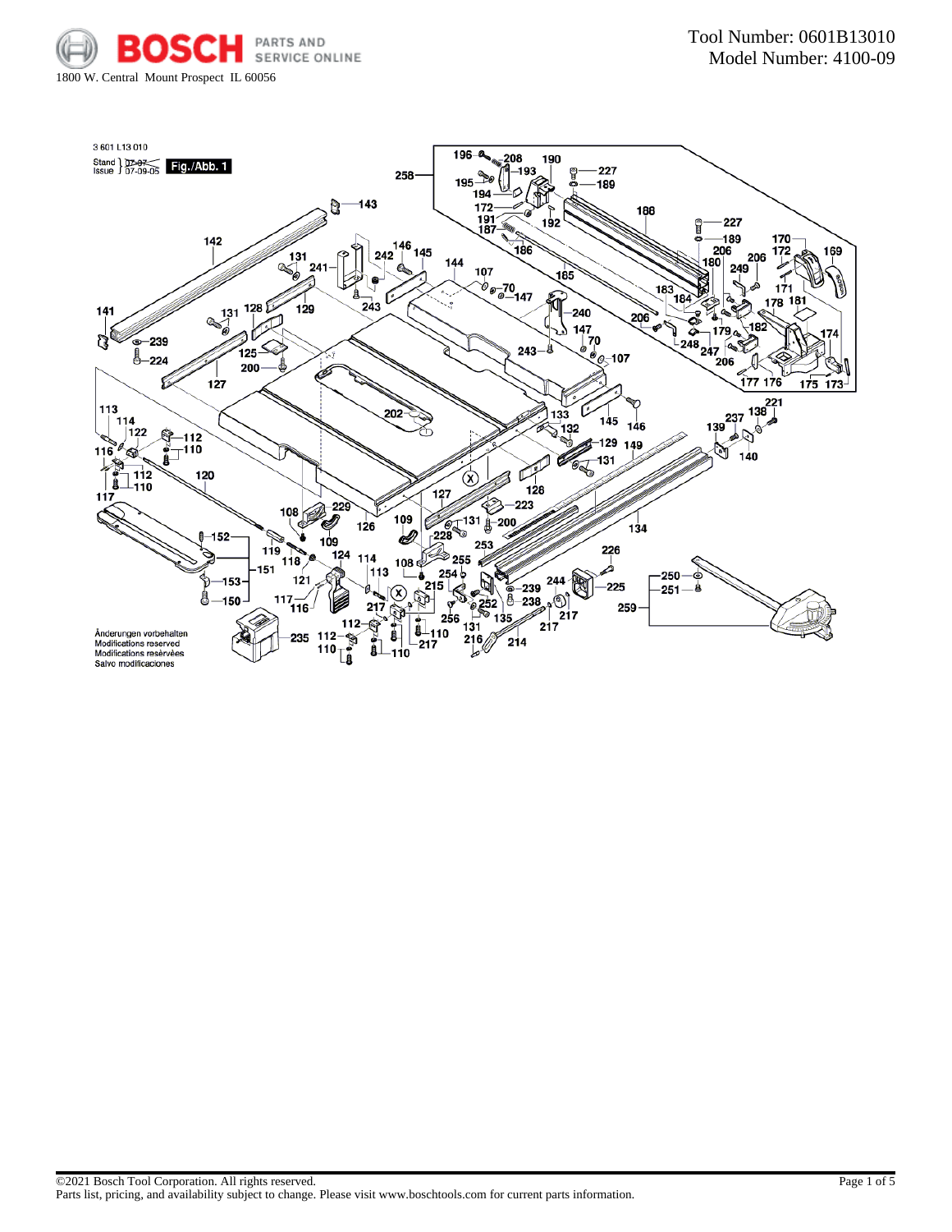BOSCH PARTS AND SERVICE ONLINE

1800 W. Central Mount Prospect IL 60056

Tool Number: 0601B13010
Model Number: 4100-09

3 601 L13 010

Stand / Issue 07-07 07-09-05

Fig./Abb. 1

Änderungen vorbehalten
Modifications reserved
Modifications réservées
Salvo modificaciones

©2021 Bosch Tool Corporation. All rights reserved.
Parts list, pricing, and availability subject to change. Please visit www.boschtools.com for current parts information.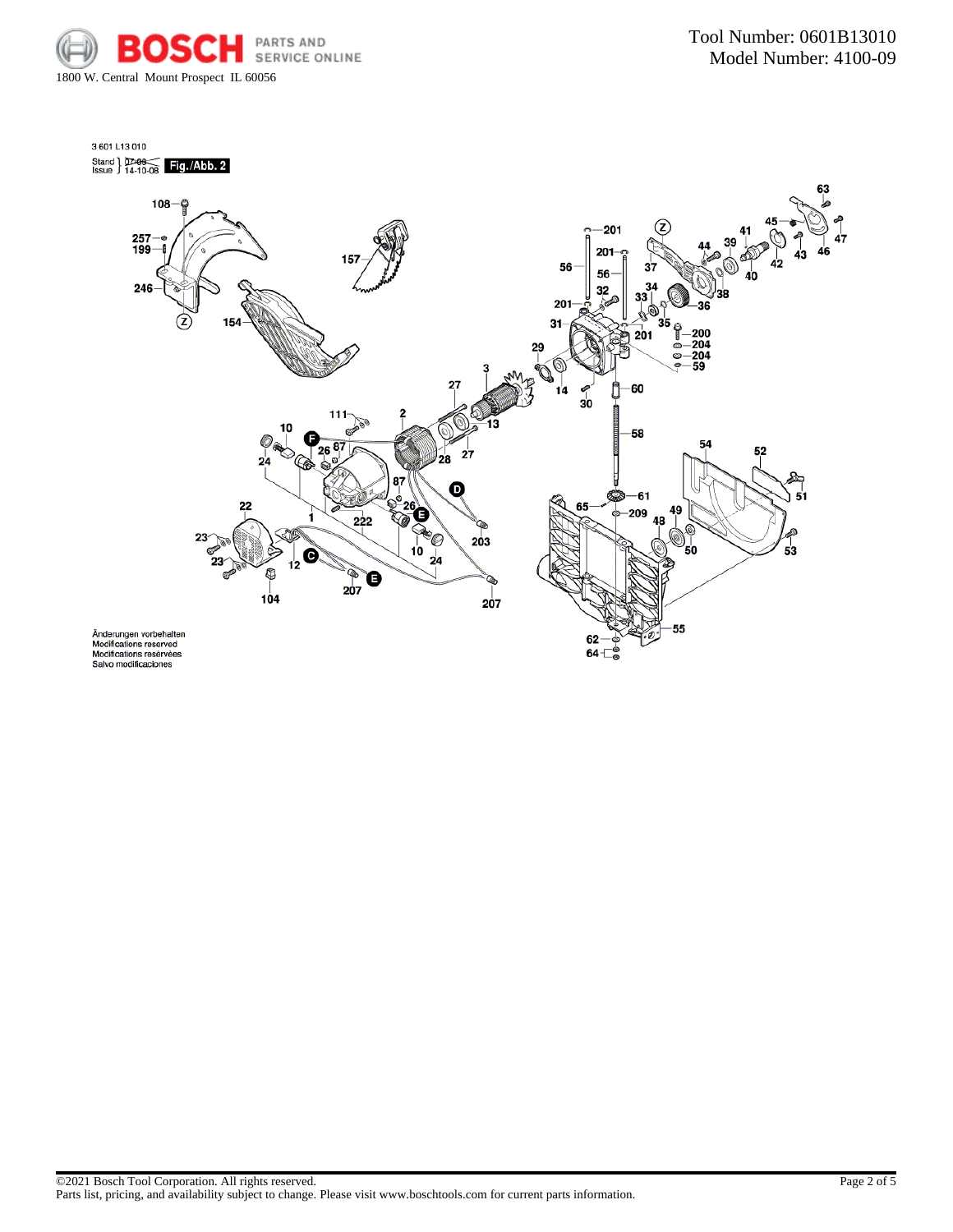Tool Number: 0601B13010
Model Number: 4100-09

1800 W. Central Mount Prospect IL 60056

3 601 L13 010

Stand } 07-08
Issue } 14-10-08 **Fig./Abb. 2**

Änderungen vorbehalten
Modifications reserved
Modifications réservées
Salvo modificaciones

©2021 Bosch Tool Corporation. All rights reserved.
Parts list, pricing, and availability subject to change. Please visit www.boschtools.com for current parts information.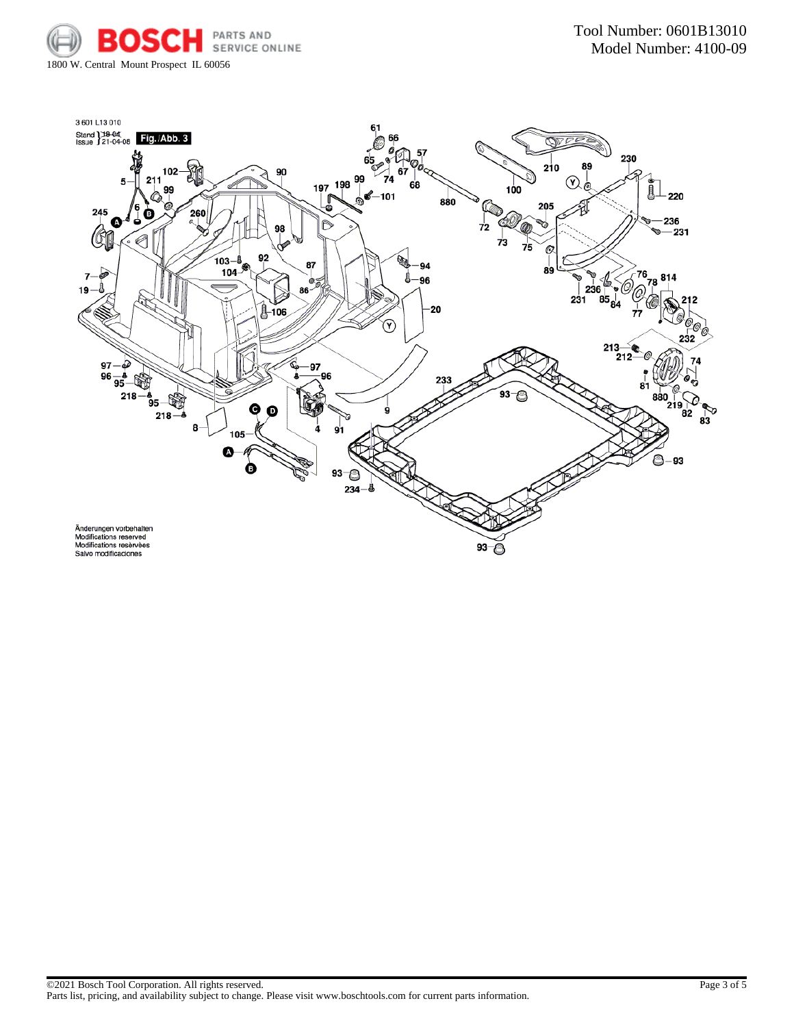Tool Number: 0601B13010
Model Number: 4100-09

1800 W. Central Mount Prospect IL 60056

3 601 L13 010

Stand 18-04
Issue 21-04-08

**Fig./Abb. 3**

61, 66, 65, 57, 67, 74, 68, 99, 198, 197, 101, 880, 210, 89, 230, 100, 220, 205, 72, 73, 75, 236, 231, 89, 76, 78, 814, 231, 236, 85, 84, 77, 212, 232, 213, 212, 74, 81, 880, 219, 82, 83, 102, 90, 5, 211, 99, 6, 245, 260, 98, 103, 92, 104, 87, 94, 96, 7, 19, 86, 106, 20, 97, 96, 95, 218, 95, 218, 97, 96, 233, 93, 4, 91, 9, 8, 105, 93, 234, 93, 93

Änderungen vorbehalten
Modifications reserved
Modifications reservées
Salvo modificaciones

©2021 Bosch Tool Corporation. All rights reserved.
Parts list, pricing, and availability subject to change. Please visit www.boschtools.com for current parts information.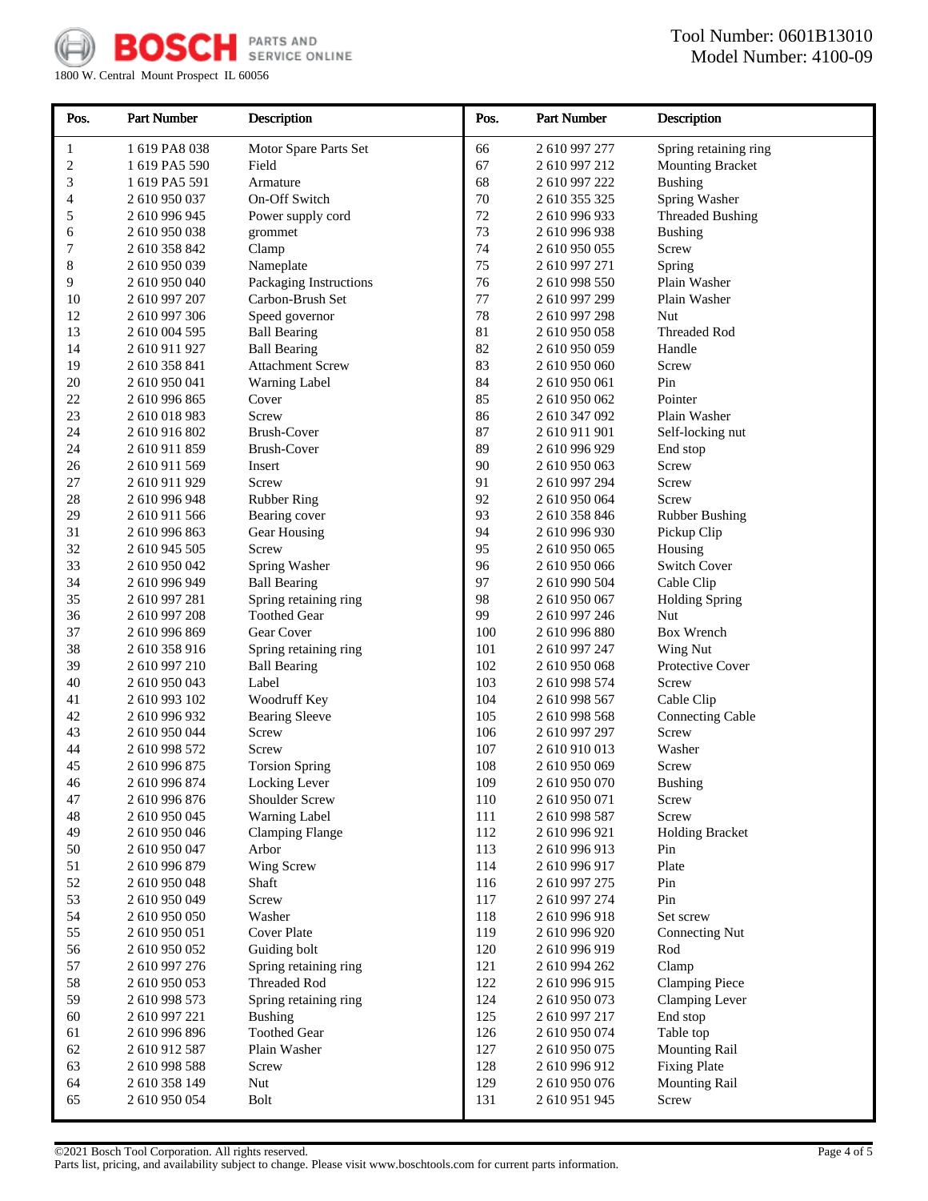BOSCH PARTS AND SERVICE ONLINE

1800 W. Central Mount Prospect IL 60056

Tool Number: 0601B13010
Model Number: 4100-09

| Pos. | Part Number | Description |
|---|---|---|
| 1 | 1 619 PA8 038 | Motor Spare Parts Set |
| 2 | 1 619 PA5 590 | Field |
| 3 | 1 619 PA5 591 | Armature |
| 4 | 2 610 950 037 | On-Off Switch |
| 5 | 2 610 996 945 | Power supply cord |
| 6 | 2 610 950 038 | grommet |
| 7 | 2 610 358 842 | Clamp |
| 8 | 2 610 950 039 | Nameplate |
| 9 | 2 610 950 040 | Packaging Instructions |
| 10 | 2 610 997 207 | Carbon-Brush Set |
| 12 | 2 610 997 306 | Speed governor |
| 13 | 2 610 004 595 | Ball Bearing |
| 14 | 2 610 911 927 | Ball Bearing |
| 19 | 2 610 358 841 | Attachment Screw |
| 20 | 2 610 950 041 | Warning Label |
| 22 | 2 610 996 865 | Cover |
| 23 | 2 610 018 983 | Screw |
| 24 | 2 610 916 802 | Brush-Cover |
| 24 | 2 610 911 859 | Brush-Cover |
| 26 | 2 610 911 569 | Insert |
| 27 | 2 610 911 929 | Screw |
| 28 | 2 610 996 948 | Rubber Ring |
| 29 | 2 610 911 566 | Bearing cover |
| 31 | 2 610 996 863 | Gear Housing |
| 32 | 2 610 945 505 | Screw |
| 33 | 2 610 950 042 | Spring Washer |
| 34 | 2 610 996 949 | Ball Bearing |
| 35 | 2 610 997 281 | Spring retaining ring |
| 36 | 2 610 997 208 | Toothed Gear |
| 37 | 2 610 996 869 | Gear Cover |
| 38 | 2 610 358 916 | Spring retaining ring |
| 39 | 2 610 997 210 | Ball Bearing |
| 40 | 2 610 950 043 | Label |
| 41 | 2 610 993 102 | Woodruff Key |
| 42 | 2 610 996 932 | Bearing Sleeve |
| 43 | 2 610 950 044 | Screw |
| 44 | 2 610 998 572 | Screw |
| 45 | 2 610 996 875 | Torsion Spring |
| 46 | 2 610 996 874 | Locking Lever |
| 47 | 2 610 996 876 | Shoulder Screw |
| 48 | 2 610 950 045 | Warning Label |
| 49 | 2 610 950 046 | Clamping Flange |
| 50 | 2 610 950 047 | Arbor |
| 51 | 2 610 996 879 | Wing Screw |
| 52 | 2 610 950 048 | Shaft |
| 53 | 2 610 950 049 | Screw |
| 54 | 2 610 950 050 | Washer |
| 55 | 2 610 950 051 | Cover Plate |
| 56 | 2 610 950 052 | Guiding bolt |
| 57 | 2 610 997 276 | Spring retaining ring |
| 58 | 2 610 950 053 | Threaded Rod |
| 59 | 2 610 998 573 | Spring retaining ring |
| 60 | 2 610 997 221 | Bushing |
| 61 | 2 610 996 896 | Toothed Gear |
| 62 | 2 610 912 587 | Plain Washer |
| 63 | 2 610 998 588 | Screw |
| 64 | 2 610 358 149 | Nut |
| 65 | 2 610 950 054 | Bolt |
| 66 | 2 610 997 277 | Spring retaining ring |
| 67 | 2 610 997 212 | Mounting Bracket |
| 68 | 2 610 997 222 | Bushing |
| 70 | 2 610 355 325 | Spring Washer |
| 72 | 2 610 996 933 | Threaded Bushing |
| 73 | 2 610 996 938 | Bushing |
| 74 | 2 610 950 055 | Screw |
| 75 | 2 610 997 271 | Spring |
| 76 | 2 610 998 550 | Plain Washer |
| 77 | 2 610 997 299 | Plain Washer |
| 78 | 2 610 997 298 | Nut |
| 81 | 2 610 950 058 | Threaded Rod |
| 82 | 2 610 950 059 | Handle |
| 83 | 2 610 950 060 | Screw |
| 84 | 2 610 950 061 | Pin |
| 85 | 2 610 950 062 | Pointer |
| 86 | 2 610 347 092 | Plain Washer |
| 87 | 2 610 911 901 | Self-locking nut |
| 89 | 2 610 996 929 | End stop |
| 90 | 2 610 950 063 | Screw |
| 91 | 2 610 997 294 | Screw |
| 92 | 2 610 950 064 | Screw |
| 93 | 2 610 358 846 | Rubber Bushing |
| 94 | 2 610 996 930 | Pickup Clip |
| 95 | 2 610 950 065 | Housing |
| 96 | 2 610 950 066 | Switch Cover |
| 97 | 2 610 990 504 | Cable Clip |
| 98 | 2 610 950 067 | Holding Spring |
| 99 | 2 610 997 246 | Nut |
| 100 | 2 610 996 880 | Box Wrench |
| 101 | 2 610 997 247 | Wing Nut |
| 102 | 2 610 950 068 | Protective Cover |
| 103 | 2 610 998 574 | Screw |
| 104 | 2 610 998 567 | Cable Clip |
| 105 | 2 610 998 568 | Connecting Cable |
| 106 | 2 610 997 297 | Screw |
| 107 | 2 610 910 013 | Washer |
| 108 | 2 610 950 069 | Screw |
| 109 | 2 610 950 070 | Bushing |
| 110 | 2 610 950 071 | Screw |
| 111 | 2 610 998 587 | Screw |
| 112 | 2 610 996 921 | Holding Bracket |
| 113 | 2 610 996 913 | Pin |
| 114 | 2 610 996 917 | Plate |
| 116 | 2 610 997 275 | Pin |
| 117 | 2 610 997 274 | Pin |
| 118 | 2 610 996 918 | Set screw |
| 119 | 2 610 996 920 | Connecting Nut |
| 120 | 2 610 996 919 | Rod |
| 121 | 2 610 994 262 | Clamp |
| 122 | 2 610 996 915 | Clamping Piece |
| 124 | 2 610 950 073 | Clamping Lever |
| 125 | 2 610 997 217 | End stop |
| 126 | 2 610 950 074 | Table top |
| 127 | 2 610 950 075 | Mounting Rail |
| 128 | 2 610 996 912 | Fixing Plate |
| 129 | 2 610 950 076 | Mounting Rail |
| 131 | 2 610 951 945 | Screw |

©2021 Bosch Tool Corporation. All rights reserved.
Parts list, pricing, and availability subject to change. Please visit www.boschtools.com for current parts information.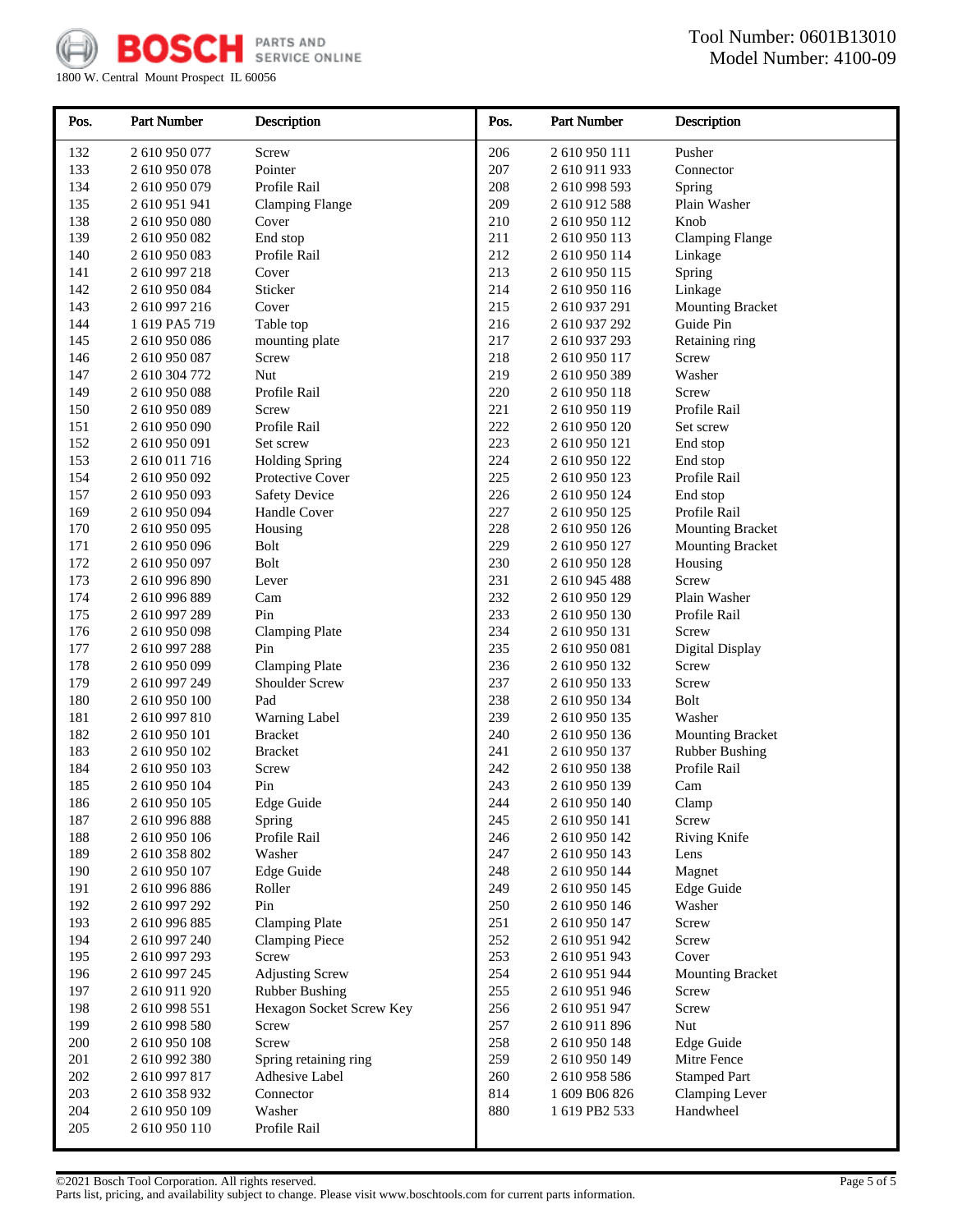Tool Number: 0601B13010
Model Number: 4100-09

BOSCH PARTS AND SERVICE ONLINE
1800 W. Central Mount Prospect IL 60056

| Pos. | Part Number | Description | Pos. | Part Number | Description |
|---|---|---|---|---|---|
| 132 | 2 610 950 077 | Screw | 206 | 2 610 950 111 | Pusher |
| 133 | 2 610 950 078 | Pointer | 207 | 2 610 911 933 | Connector |
| 134 | 2 610 950 079 | Profile Rail | 208 | 2 610 998 593 | Spring |
| 135 | 2 610 951 941 | Clamping Flange | 209 | 2 610 912 588 | Plain Washer |
| 138 | 2 610 950 080 | Cover | 210 | 2 610 950 112 | Knob |
| 139 | 2 610 950 082 | End stop | 211 | 2 610 950 113 | Clamping Flange |
| 140 | 2 610 950 083 | Profile Rail | 212 | 2 610 950 114 | Linkage |
| 141 | 2 610 997 218 | Cover | 213 | 2 610 950 115 | Spring |
| 142 | 2 610 950 084 | Sticker | 214 | 2 610 950 116 | Linkage |
| 143 | 2 610 997 216 | Cover | 215 | 2 610 937 291 | Mounting Bracket |
| 144 | 1 619 PA5 719 | Table top | 216 | 2 610 937 292 | Guide Pin |
| 145 | 2 610 950 086 | mounting plate | 217 | 2 610 937 293 | Retaining ring |
| 146 | 2 610 950 087 | Screw | 218 | 2 610 950 117 | Screw |
| 147 | 2 610 304 772 | Nut | 219 | 2 610 950 389 | Washer |
| 149 | 2 610 950 088 | Profile Rail | 220 | 2 610 950 118 | Screw |
| 150 | 2 610 950 089 | Screw | 221 | 2 610 950 119 | Profile Rail |
| 151 | 2 610 950 090 | Profile Rail | 222 | 2 610 950 120 | Set screw |
| 152 | 2 610 950 091 | Set screw | 223 | 2 610 950 121 | End stop |
| 153 | 2 610 011 716 | Holding Spring | 224 | 2 610 950 122 | End stop |
| 154 | 2 610 950 092 | Protective Cover | 225 | 2 610 950 123 | Profile Rail |
| 157 | 2 610 950 093 | Safety Device | 226 | 2 610 950 124 | End stop |
| 169 | 2 610 950 094 | Handle Cover | 227 | 2 610 950 125 | Profile Rail |
| 170 | 2 610 950 095 | Housing | 228 | 2 610 950 126 | Mounting Bracket |
| 171 | 2 610 950 096 | Bolt | 229 | 2 610 950 127 | Mounting Bracket |
| 172 | 2 610 950 097 | Bolt | 230 | 2 610 950 128 | Housing |
| 173 | 2 610 996 890 | Lever | 231 | 2 610 945 488 | Screw |
| 174 | 2 610 996 889 | Cam | 232 | 2 610 950 129 | Plain Washer |
| 175 | 2 610 997 289 | Pin | 233 | 2 610 950 130 | Profile Rail |
| 176 | 2 610 950 098 | Clamping Plate | 234 | 2 610 950 131 | Screw |
| 177 | 2 610 997 288 | Pin | 235 | 2 610 950 081 | Digital Display |
| 178 | 2 610 950 099 | Clamping Plate | 236 | 2 610 950 132 | Screw |
| 179 | 2 610 997 249 | Shoulder Screw | 237 | 2 610 950 133 | Screw |
| 180 | 2 610 950 100 | Pad | 238 | 2 610 950 134 | Bolt |
| 181 | 2 610 997 810 | Warning Label | 239 | 2 610 950 135 | Washer |
| 182 | 2 610 950 101 | Bracket | 240 | 2 610 950 136 | Mounting Bracket |
| 183 | 2 610 950 102 | Bracket | 241 | 2 610 950 137 | Rubber Bushing |
| 184 | 2 610 950 103 | Screw | 242 | 2 610 950 138 | Profile Rail |
| 185 | 2 610 950 104 | Pin | 243 | 2 610 950 139 | Cam |
| 186 | 2 610 950 105 | Edge Guide | 244 | 2 610 950 140 | Clamp |
| 187 | 2 610 996 888 | Spring | 245 | 2 610 950 141 | Screw |
| 188 | 2 610 950 106 | Profile Rail | 246 | 2 610 950 142 | Riving Knife |
| 189 | 2 610 358 802 | Washer | 247 | 2 610 950 143 | Lens |
| 190 | 2 610 950 107 | Edge Guide | 248 | 2 610 950 144 | Magnet |
| 191 | 2 610 996 886 | Roller | 249 | 2 610 950 145 | Edge Guide |
| 192 | 2 610 997 292 | Pin | 250 | 2 610 950 146 | Washer |
| 193 | 2 610 996 885 | Clamping Plate | 251 | 2 610 950 147 | Screw |
| 194 | 2 610 997 240 | Clamping Piece | 252 | 2 610 951 942 | Screw |
| 195 | 2 610 997 293 | Screw | 253 | 2 610 951 943 | Cover |
| 196 | 2 610 997 245 | Adjusting Screw | 254 | 2 610 951 944 | Mounting Bracket |
| 197 | 2 610 911 920 | Rubber Bushing | 255 | 2 610 951 946 | Screw |
| 198 | 2 610 998 551 | Hexagon Socket Screw Key | 256 | 2 610 951 947 | Screw |
| 199 | 2 610 998 580 | Screw | 257 | 2 610 911 896 | Nut |
| 200 | 2 610 950 108 | Screw | 258 | 2 610 950 148 | Edge Guide |
| 201 | 2 610 992 380 | Spring retaining ring | 259 | 2 610 950 149 | Mitre Fence |
| 202 | 2 610 997 817 | Adhesive Label | 260 | 2 610 958 586 | Stamped Part |
| 203 | 2 610 358 932 | Connector | 814 | 1 609 B06 826 | Clamping Lever |
| 204 | 2 610 950 109 | Washer | 880 | 1 619 PB2 533 | Handwheel |
| 205 | 2 610 950 110 | Profile Rail | | | |

©2021 Bosch Tool Corporation. All rights reserved.
Parts list, pricing, and availability subject to change. Please visit www.boschtools.com for current parts information.